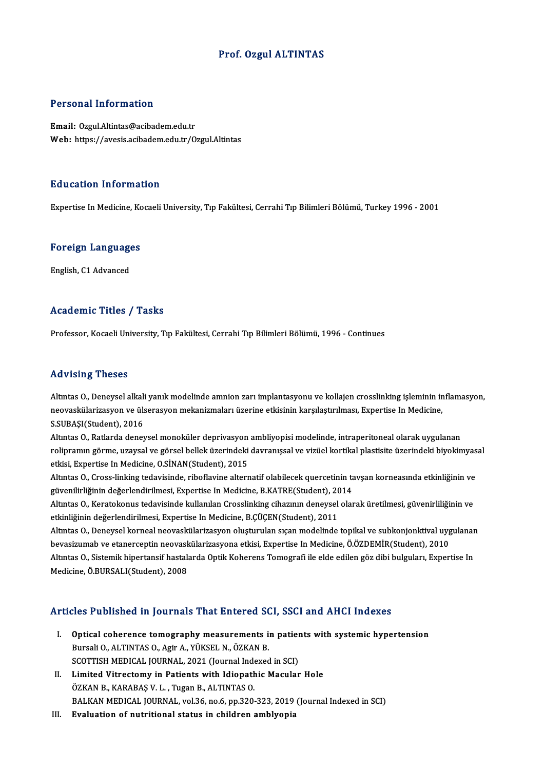# Prof. Ozgul ALTINTAS

## Personal Information

**Email:** Ozgul.Altintas@acibadem.edu.tr
**Web:** https://avesis.acibadem.edu.tr/Ozgul.Altintas

## Education Information

Expertise In Medicine, Kocaeli University, Tıp Fakültesi, Cerrahi Tıp Bilimleri Bölümü, Turkey 1996 - 2001

## Foreign Languages

English, C1 Advanced

## Academic Titles / Tasks

Professor, Kocaeli University, Tıp Fakültesi, Cerrahi Tıp Bilimleri Bölümü, 1996 - Continues

## Advising Theses

Altıntas O., Deneysel alkali yanık modelinde amnion zarı implantasyonu ve kollajen crosslinking işleminin inflamasyon, neovaskülarizasyon ve ülserasyon mekanizmaları üzerine etkisinin karşılaştırılması, Expertise In Medicine, S.SUBAŞI(Student), 2016

Altıntas O., Ratlarda deneysel monoküler deprivasyon ambliyopisi modelinde, intraperitoneal olarak uygulanan rolipramın görme, uzaysal ve görsel bellek üzerindeki davranışsal ve vizüel kortikal plastisite üzerindeki biyokimyasal etkisi, Expertise In Medicine, O.SİNAN(Student), 2015

Altıntas O., Cross-linking tedavisinde, riboflavine alternatif olabilecek quercetinin tavşan korneasında etkinliğinin ve güvenilirliğinin değerlendirilmesi, Expertise In Medicine, B.KATRE(Student), 2014

Altıntas O., Keratokonus tedavisinde kullanılan Crosslinking cihazının deneysel olarak üretilmesi, güvenirliliğinin ve etkinliğinin değerlendirilmesi, Expertise In Medicine, B.ÇÜÇEN(Student), 2011

Altıntas O., Deneysel korneal neovaskülarizasyon oluşturulan sıçan modelinde topikal ve subkonjonktival uygulanan bevasizumab ve etanerceptin neovaskülarizasyona etkisi, Expertise In Medicine, Ö.ÖZDEMİR(Student), 2010

Altıntas O., Sistemik hipertansif hastalarda Optik Koherens Tomografi ile elde edilen göz dibi bulguları, Expertise In Medicine, Ö.BURSALI(Student), 2008

## Articles Published in Journals That Entered SCI, SSCI and AHCI Indexes

I. **Optical coherence tomography measurements in patients with systemic hypertension**
   Bursali O., ALTINTAS O., Agir A., YÜKSEL N., ÖZKAN B.
   SCOTTISH MEDICAL JOURNAL, 2021 (Journal Indexed in SCI)

II. **Limited Vitrectomy in Patients with Idiopathic Macular Hole**
   ÖZKAN B., KARABAŞ V. L. , Tugan B., ALTINTAS O.
   BALKAN MEDICAL JOURNAL, vol.36, no.6, pp.320-323, 2019 (Journal Indexed in SCI)

III. **Evaluation of nutritional status in children amblyopia**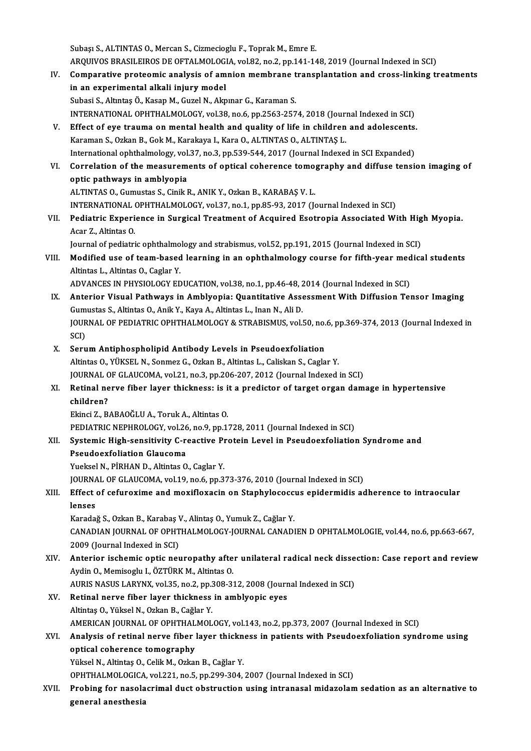Subaşı S., ALTINTAS O., Mercan S., Cizmecioglu F., Toprak M., Emre E.
ARQUIVOS BRASILEIROS DE OFTALMOLOGIA, vol.82, no.2, pp.141-148, 2019 (Journal Indexed in SCI)

IV. **Comparative proteomic analysis of amnion membrane transplantation and cross-linking treatments in an experimental alkali injury model**
Subasi S., Altıntaş Ö., Kasap M., Guzel N., Akpınar G., Karaman S.
INTERNATIONAL OPHTHALMOLOGY, vol.38, no.6, pp.2563-2574, 2018 (Journal Indexed in SCI)

V. **Effect of eye trauma on mental health and quality of life in children and adolescents.**
Karaman S., Ozkan B., Gok M., Karakaya I., Kara O., ALTINTAS O., ALTINTAŞ L.
International ophthalmology, vol.37, no.3, pp.539-544, 2017 (Journal Indexed in SCI Expanded)

VI. **Correlation of the measurements of optical coherence tomography and diffuse tension imaging of optic pathways in amblyopia**
ALTINTAS O., Gumustas S., Cinik R., ANIK Y., Ozkan B., KARABAŞ V. L.
INTERNATIONAL OPHTHALMOLOGY, vol.37, no.1, pp.85-93, 2017 (Journal Indexed in SCI)

VII. **Pediatric Experience in Surgical Treatment of Acquired Esotropia Associated With High Myopia.**
Acar Z., Altintas O.
Journal of pediatric ophthalmology and strabismus, vol.52, pp.191, 2015 (Journal Indexed in SCI)

VIII. **Modified use of team-based learning in an ophthalmology course for fifth-year medical students**
Altintas L., Altintas O., Caglar Y.
ADVANCES IN PHYSIOLOGY EDUCATION, vol.38, no.1, pp.46-48, 2014 (Journal Indexed in SCI)

IX. **Anterior Visual Pathways in Amblyopia: Quantitative Assessment With Diffusion Tensor Imaging**
Gumustas S., Altintas O., Anik Y., Kaya A., Altintas L., Inan N., Ali D.
JOURNAL OF PEDIATRIC OPHTHALMOLOGY & STRABISMUS, vol.50, no.6, pp.369-374, 2013 (Journal Indexed in SCI)

X. **Serum Antiphospholipid Antibody Levels in Pseudoexfoliation**
Altintas O., YÜKSEL N., Sonmez G., Ozkan B., Altintas L., Caliskan S., Caglar Y.
JOURNAL OF GLAUCOMA, vol.21, no.3, pp.206-207, 2012 (Journal Indexed in SCI)

XI. **Retinal nerve fiber layer thickness: is it a predictor of target organ damage in hypertensive children?**
Ekinci Z., BABAOĞLU A., Toruk A., Altintas O.
PEDIATRIC NEPHROLOGY, vol.26, no.9, pp.1728, 2011 (Journal Indexed in SCI)

XII. **Systemic High-sensitivity C-reactive Protein Level in Pseudoexfoliation Syndrome and Pseudoexfoliation Glaucoma**
Yueksel N., PİRHAN D., Altintas O., Caglar Y.
JOURNAL OF GLAUCOMA, vol.19, no.6, pp.373-376, 2010 (Journal Indexed in SCI)

XIII. **Effect of cefuroxime and moxifloxacin on Staphylococcus epidermidis adherence to intraocular lenses**
Karadağ S., Ozkan B., Karabaş V., Alintaş O., Yumuk Z., Cağlar Y.
CANADIAN JOURNAL OF OPHTHALMOLOGY-JOURNAL CANADIEN D OPHTALMOLOGIE, vol.44, no.6, pp.663-667, 2009 (Journal Indexed in SCI)

XIV. **Anterior ischemic optic neuropathy after unilateral radical neck dissection: Case report and review**
Aydin O., Memisoglu I., ÖZTÜRK M., Altintas O.
AURIS NASUS LARYNX, vol.35, no.2, pp.308-312, 2008 (Journal Indexed in SCI)

XV. **Retinal nerve fiber layer thickness in amblyopic eyes**
Altintaş O., Yüksel N., Ozkan B., Cağlar Y.
AMERICAN JOURNAL OF OPHTHALMOLOGY, vol.143, no.2, pp.373, 2007 (Journal Indexed in SCI)

XVI. **Analysis of retinal nerve fiber layer thickness in patients with Pseudoexfoliation syndrome using optical coherence tomography**
Yüksel N., Altintaş O., Celik M., Ozkan B., Cağlar Y.
OPHTHALMOLOGICA, vol.221, no.5, pp.299-304, 2007 (Journal Indexed in SCI)

XVII. **Probing for nasolacrimal duct obstruction using intranasal midazolam sedation as an alternative to general anesthesia**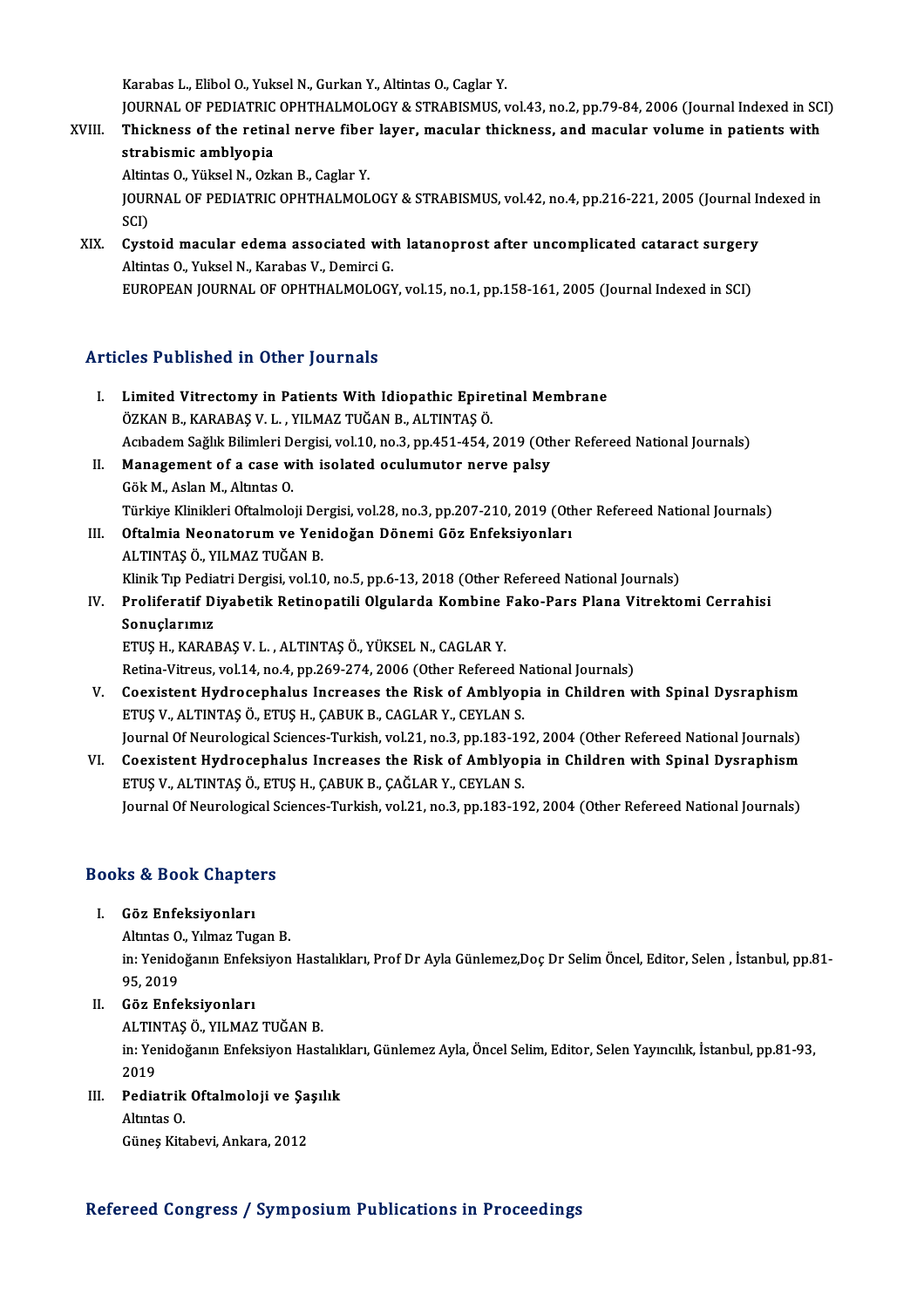Karabas L., Elibol O., Yuksel N., Gurkan Y., Altintas O., Caglar Y.
JOURNAL OF PEDIATRIC OPHTHALMOLOGY & STRABISMUS, vol.43, no.2, pp.79-84, 2006 (Journal Indexed in SCI)

XVIII. **Thickness of the retinal nerve fiber layer, macular thickness, and macular volume in patients with strabismic amblyopia**
Altintas O., Yüksel N., Ozkan B., Caglar Y.
JOURNAL OF PEDIATRIC OPHTHALMOLOGY & STRABISMUS, vol.42, no.4, pp.216-221, 2005 (Journal Indexed in SCI)

XIX. **Cystoid macular edema associated with latanoprost after uncomplicated cataract surgery**
Altintas O., Yuksel N., Karabas V., Demirci G.
EUROPEAN JOURNAL OF OPHTHALMOLOGY, vol.15, no.1, pp.158-161, 2005 (Journal Indexed in SCI)

## Articles Published in Other Journals

I. **Limited Vitrectomy in Patients With Idiopathic Epiretinal Membrane**
ÖZKAN B., KARABAŞ V. L. , YILMAZ TUĞAN B., ALTINTAŞ Ö.
Acıbadem Sağlık Bilimleri Dergisi, vol.10, no.3, pp.451-454, 2019 (Other Refereed National Journals)

II. **Management of a case with isolated oculumutor nerve palsy**
Gök M., Aslan M., Altıntas O.
Türkiye Klinikleri Oftalmoloji Dergisi, vol.28, no.3, pp.207-210, 2019 (Other Refereed National Journals)

III. **Oftalmia Neonatorum ve Yenidoğan Dönemi Göz Enfeksiyonları**
ALTINTAŞ Ö., YILMAZ TUĞAN B.
Klinik Tıp Pediatri Dergisi, vol.10, no.5, pp.6-13, 2018 (Other Refereed National Journals)

IV. **Proliferatif Diyabetik Retinopatili Olgularda Kombine Fako-Pars Plana Vitrektomi Cerrahisi Sonuçlarımız**
ETUŞ H., KARABAŞ V. L. , ALTINTAŞ Ö., YÜKSEL N., CAGLAR Y.
Retina-Vitreus, vol.14, no.4, pp.269-274, 2006 (Other Refereed National Journals)

V. **Coexistent Hydrocephalus Increases the Risk of Amblyopia in Children with Spinal Dysraphism**
ETUŞ V., ALTINTAŞ Ö., ETUŞ H., ÇABUK B., CAGLAR Y., CEYLAN S.
Journal Of Neurological Sciences-Turkish, vol.21, no.3, pp.183-192, 2004 (Other Refereed National Journals)

VI. **Coexistent Hydrocephalus Increases the Risk of Amblyopia in Children with Spinal Dysraphism**
ETUŞ V., ALTINTAŞ Ö., ETUŞ H., ÇABUK B., ÇAĞLAR Y., CEYLAN S.
Journal Of Neurological Sciences-Turkish, vol.21, no.3, pp.183-192, 2004 (Other Refereed National Journals)

## Books & Book Chapters

I. **Göz Enfeksiyonları**
Altıntas O., Yılmaz Tugan B.
in: Yenidoğanın Enfeksiyon Hastalıkları, Prof Dr Ayla Günlemez,Doç Dr Selim Öncel, Editor, Selen , İstanbul, pp.81-95, 2019

II. **Göz Enfeksiyonları**
ALTINTAŞ Ö., YILMAZ TUĞAN B.
in: Yenidoğanın Enfeksiyon Hastalıkları, Günlemez Ayla, Öncel Selim, Editor, Selen Yayıncılık, İstanbul, pp.81-93, 2019

III. **Pediatrik Oftalmoloji ve Şaşılık**
Altıntas O.
Güneş Kitabevi, Ankara, 2012

## Refereed Congress / Symposium Publications in Proceedings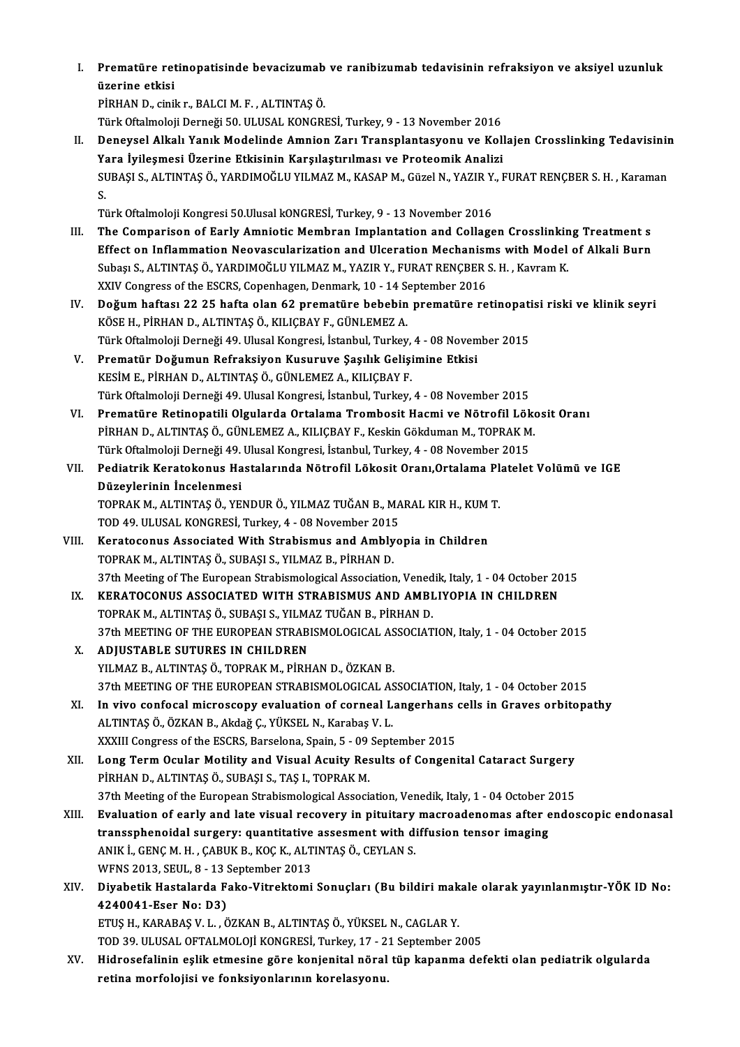I. **Prematüre retinopatisinde bevacizumab ve ranibizumab tedavisinin refraksiyon ve aksiyel uzunluk üzerine etkisi**
PİRHAN D., cinik r., BALCI M. F. , ALTINTAŞ Ö.
Türk Oftalmoloji Derneği 50. ULUSAL KONGRESİ, Turkey, 9 - 13 November 2016

II. **Deneysel Alkalı Yanık Modelinde Amnion Zarı Transplantasyonu ve Kollajen Crosslinking Tedavisinin Yara İyileşmesi Üzerine Etkisinin Karşılaştırılması ve Proteomik Analizi**
SUBAŞI S., ALTINTAŞ Ö., YARDIMOĞLU YILMAZ M., KASAP M., Güzel N., YAZIR Y., FURAT RENÇBER S. H. , Karaman S.
Türk Oftalmoloji Kongresi 50.Ulusal kONGRESİ, Turkey, 9 - 13 November 2016

III. **The Comparison of Early Amniotic Membran Implantation and Collagen Crosslinking Treatment s Effect on Inflammation Neovascularization and Ulceration Mechanisms with Model of Alkali Burn**
Subaşı S., ALTINTAŞ Ö., YARDIMOĞLU YILMAZ M., YAZIR Y., FURAT RENÇBER S. H. , Kavram K.
XXIV Congress of the ESCRS, Copenhagen, Denmark, 10 - 14 September 2016

IV. **Doğum haftası 22 25 hafta olan 62 prematüre bebebin prematüre retinopatisi riski ve klinik seyri**
KÖSE H., PİRHAN D., ALTINTAŞ Ö., KILIÇBAY F., GÜNLEMEZ A.
Türk Oftalmoloji Derneği 49. Ulusal Kongresi, İstanbul, Turkey, 4 - 08 November 2015

V. **Prematür Doğumun Refraksiyon Kusuruve Şaşılık Gelişimine Etkisi**
KESİM E., PİRHAN D., ALTINTAŞ Ö., GÜNLEMEZ A., KILIÇBAY F.
Türk Oftalmoloji Derneği 49. Ulusal Kongresi, İstanbul, Turkey, 4 - 08 November 2015

VI. **Prematüre Retinopatili Olgularda Ortalama Trombosit Hacmi ve Nötrofil Lökosit Oranı**
PİRHAN D., ALTINTAŞ Ö., GÜNLEMEZ A., KILIÇBAY F., Keskin Gökduman M., TOPRAK M.
Türk Oftalmoloji Derneği 49. Ulusal Kongresi, İstanbul, Turkey, 4 - 08 November 2015

VII. **Pediatrik Keratokonus Hastalarında Nötrofil Lökosit Oranı,Ortalama Platelet Volümü ve IGE Düzeylerinin İncelenmesi**
TOPRAK M., ALTINTAŞ Ö., YENDUR Ö., YILMAZ TUĞAN B., MARAL KIR H., KUM T.
TOD 49. ULUSAL KONGRESİ, Turkey, 4 - 08 November 2015

VIII. **Keratoconus Associated With Strabismus and Amblyopia in Children**
TOPRAK M., ALTINTAŞ Ö., SUBAŞI S., YILMAZ B., PİRHAN D.
37th Meeting of The European Strabismological Association, Venedik, Italy, 1 - 04 October 2015

IX. **KERATOCONUS ASSOCIATED WITH STRABISMUS AND AMBLIYOPIA IN CHILDREN**
TOPRAK M., ALTINTAŞ Ö., SUBAŞI S., YILMAZ TUĞAN B., PİRHAN D.
37th MEETING OF THE EUROPEAN STRABISMOLOGICAL ASSOCIATION, Italy, 1 - 04 October 2015

X. **ADJUSTABLE SUTURES IN CHILDREN**
YILMAZ B., ALTINTAŞ Ö., TOPRAK M., PİRHAN D., ÖZKAN B.
37th MEETING OF THE EUROPEAN STRABISMOLOGICAL ASSOCIATION, Italy, 1 - 04 October 2015

XI. **In vivo confocal microscopy evaluation of corneal Langerhans cells in Graves orbitopathy**
ALTINTAŞ Ö., ÖZKAN B., Akdağ Ç., YÜKSEL N., Karabaş V. L.
XXXIII Congress of the ESCRS, Barselona, Spain, 5 - 09 September 2015

XII. **Long Term Ocular Motility and Visual Acuity Results of Congenital Cataract Surgery**
PİRHAN D., ALTINTAŞ Ö., SUBAŞI S., TAŞ I., TOPRAK M.
37th Meeting of the European Strabismological Association, Venedik, Italy, 1 - 04 October 2015

XIII. **Evaluation of early and late visual recovery in pituitary macroadenomas after endoscopic endonasal transsphenoidal surgery: quantitative assesment with diffusion tensor imaging**
ANIK İ., GENÇ M. H. , ÇABUK B., KOÇ K., ALTINTAŞ Ö., CEYLAN S.
WFNS 2013, SEUL, 8 - 13 September 2013

XIV. **Diyabetik Hastalarda Fako-Vitrektomi Sonuçları (Bu bildiri makale olarak yayınlanmıştır-YÖK ID No: 4240041-Eser No: D3)**
ETUŞ H., KARABAŞ V. L. , ÖZKAN B., ALTINTAŞ Ö., YÜKSEL N., CAGLAR Y.
TOD 39. ULUSAL OFTALMOLOJİ KONGRESİ, Turkey, 17 - 21 September 2005

XV. **Hidrosefalinin eşlik etmesine göre konjenital nöral tüp kapanma defekti olan pediatrik olgularda retina morfolojisi ve fonksiyonlarının korelasyonu.**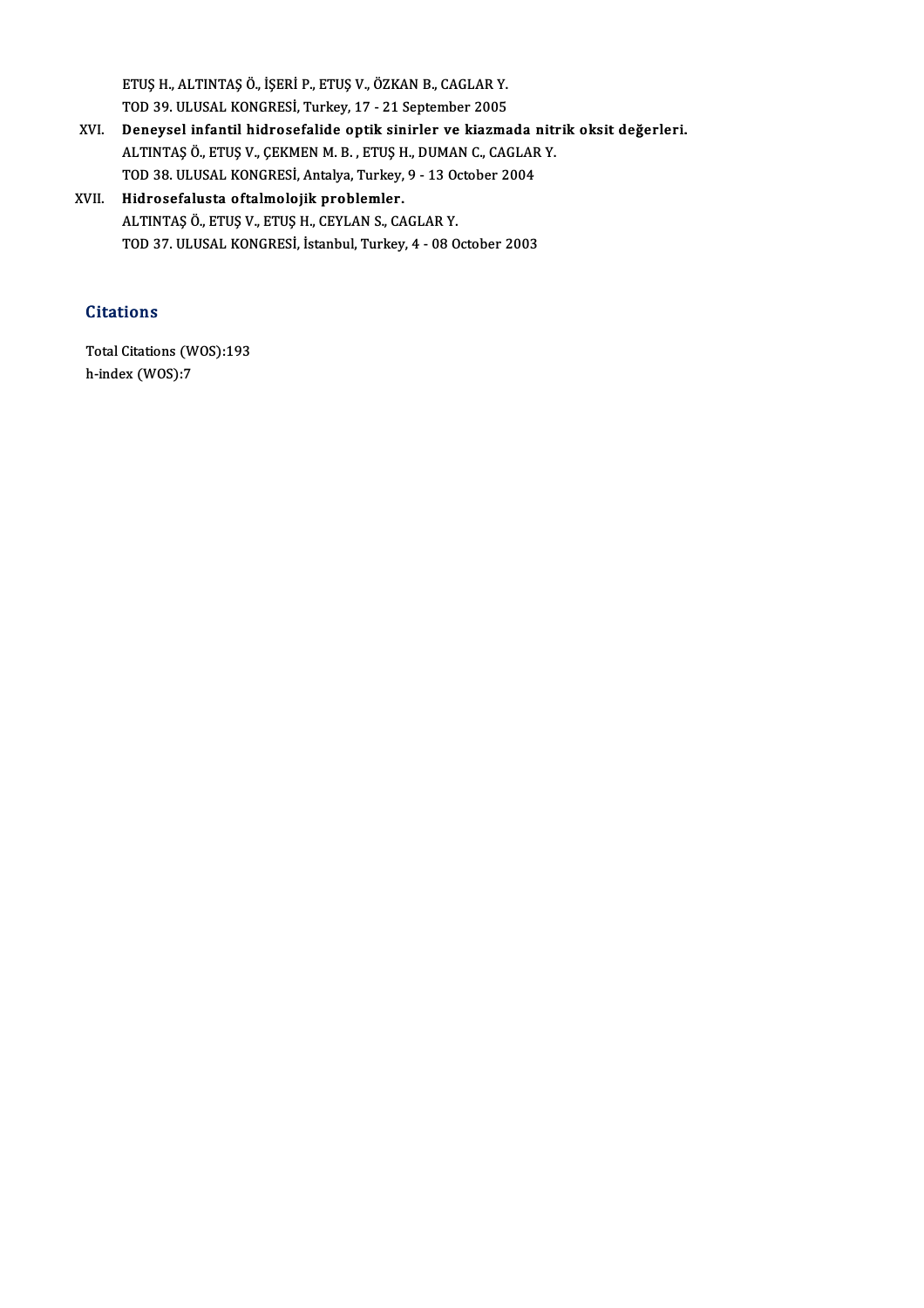ETUŞ H., ALTINTAŞ Ö., İŞERİ P., ETUŞ V., ÖZKAN B., CAGLAR Y.
TOD 39. ULUSAL KONGRESİ, Turkey, 17 - 21 September 2005

XVI. **Deneysel infantil hidrosefalide optik sinirler ve kiazmada nitrik oksit değerleri.**
ALTINTAŞ Ö., ETUŞ V., ÇEKMEN M. B. , ETUŞ H., DUMAN C., CAGLAR Y.
TOD 38. ULUSAL KONGRESİ, Antalya, Turkey, 9 - 13 October 2004

XVII. **Hidrosefalusta oftalmolojik problemler.**
ALTINTAŞ Ö., ETUŞ V., ETUŞ H., CEYLAN S., CAGLAR Y.
TOD 37. ULUSAL KONGRESİ, İstanbul, Turkey, 4 - 08 October 2003

## Citations

Total Citations (WOS):193
h-index (WOS):7